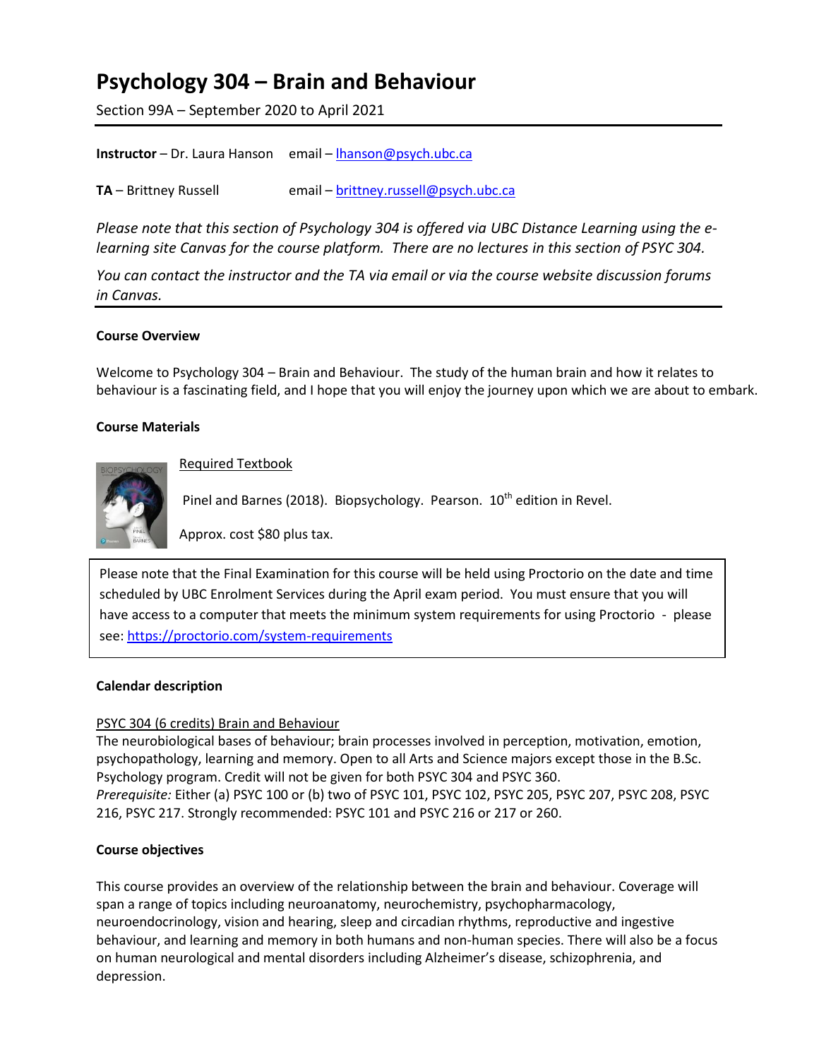# Psychology 304 – Brain and Behaviour

Section 99A – September 2020 to April 2021

**Instructor** – Dr. Laura Hanson email – lhanson@psych.ubc.ca

**TA** – Brittney Russell email – brittney.russell@psych.ubc.ca

*Please note that this section of Psychology 304 is offered via UBC Distance Learning using the e-learning site Canvas for the course platform. There are no lectures in this section of PSYC 304.*

*You can contact the instructor and the TA via email or via the course website discussion forums in Canvas.*

**Course Overview**

Welcome to Psychology 304 – Brain and Behaviour. The study of the human brain and how it relates to behaviour is a fascinating field, and I hope that you will enjoy the journey upon which we are about to embark.

**Course Materials**

Required Textbook

Pinel and Barnes (2018). Biopsychology. Pearson. 10th edition in Revel.

Approx. cost $80 plus tax.

Please note that the Final Examination for this course will be held using Proctorio on the date and time scheduled by UBC Enrolment Services during the April exam period. You must ensure that you will have access to a computer that meets the minimum system requirements for using Proctorio - please see: https://proctorio.com/system-requirements

**Calendar description**

PSYC 304 (6 credits) Brain and Behaviour

The neurobiological bases of behaviour; brain processes involved in perception, motivation, emotion, psychopathology, learning and memory. Open to all Arts and Science majors except those in the B.Sc. Psychology program. Credit will not be given for both PSYC 304 and PSYC 360.

*Prerequisite:* Either (a) PSYC 100 or (b) two of PSYC 101, PSYC 102, PSYC 205, PSYC 207, PSYC 208, PSYC 216, PSYC 217. Strongly recommended: PSYC 101 and PSYC 216 or 217 or 260.

**Course objectives**

This course provides an overview of the relationship between the brain and behaviour. Coverage will span a range of topics including neuroanatomy, neurochemistry, psychopharmacology, neuroendocrinology, vision and hearing, sleep and circadian rhythms, reproductive and ingestive behaviour, and learning and memory in both humans and non-human species. There will also be a focus on human neurological and mental disorders including Alzheimer's disease, schizophrenia, and depression.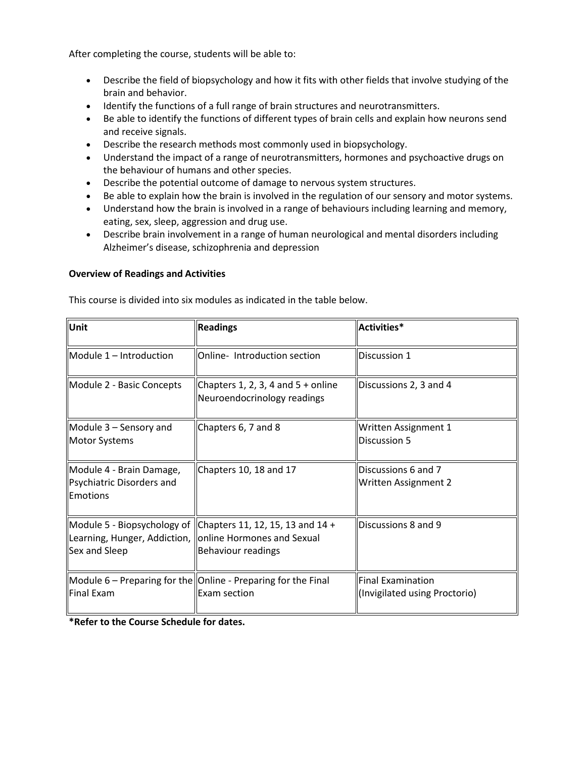After completing the course, students will be able to:

- Describe the field of biopsychology and how it fits with other fields that involve studying of the brain and behavior.
- Identify the functions of a full range of brain structures and neurotransmitters.
- Be able to identify the functions of different types of brain cells and explain how neurons send and receive signals.
- Describe the research methods most commonly used in biopsychology.
- Understand the impact of a range of neurotransmitters, hormones and psychoactive drugs on the behaviour of humans and other species.
- Describe the potential outcome of damage to nervous system structures.
- Be able to explain how the brain is involved in the regulation of our sensory and motor systems.
- Understand how the brain is involved in a range of behaviours including learning and memory, eating, sex, sleep, aggression and drug use.
- Describe brain involvement in a range of human neurological and mental disorders including Alzheimer's disease, schizophrenia and depression

**Overview of Readings and Activities**

This course is divided into six modules as indicated in the table below.

| Unit | Readings | Activities* |
|---|---|---|
| Module 1 – Introduction | Online- Introduction section | Discussion 1 |
| Module 2 - Basic Concepts | Chapters 1, 2, 3, 4 and 5 + online Neuroendocrinology readings | Discussions 2, 3 and 4 |
| Module 3 – Sensory and Motor Systems | Chapters 6, 7 and 8 | Written Assignment 1<br>Discussion 5 |
| Module 4 - Brain Damage, Psychiatric Disorders and Emotions | Chapters 10, 18 and 17 | Discussions 6 and 7<br>Written Assignment 2 |
| Module 5 - Biopsychology of Learning, Hunger, Addiction, Sex and Sleep | Chapters 11, 12, 15, 13 and 14 + online Hormones and Sexual Behaviour readings | Discussions 8 and 9 |
| Module 6 – Preparing for the Final Exam | Online - Preparing for the Final Exam section | Final Examination (Invigilated using Proctorio) |

**\*Refer to the Course Schedule for dates.**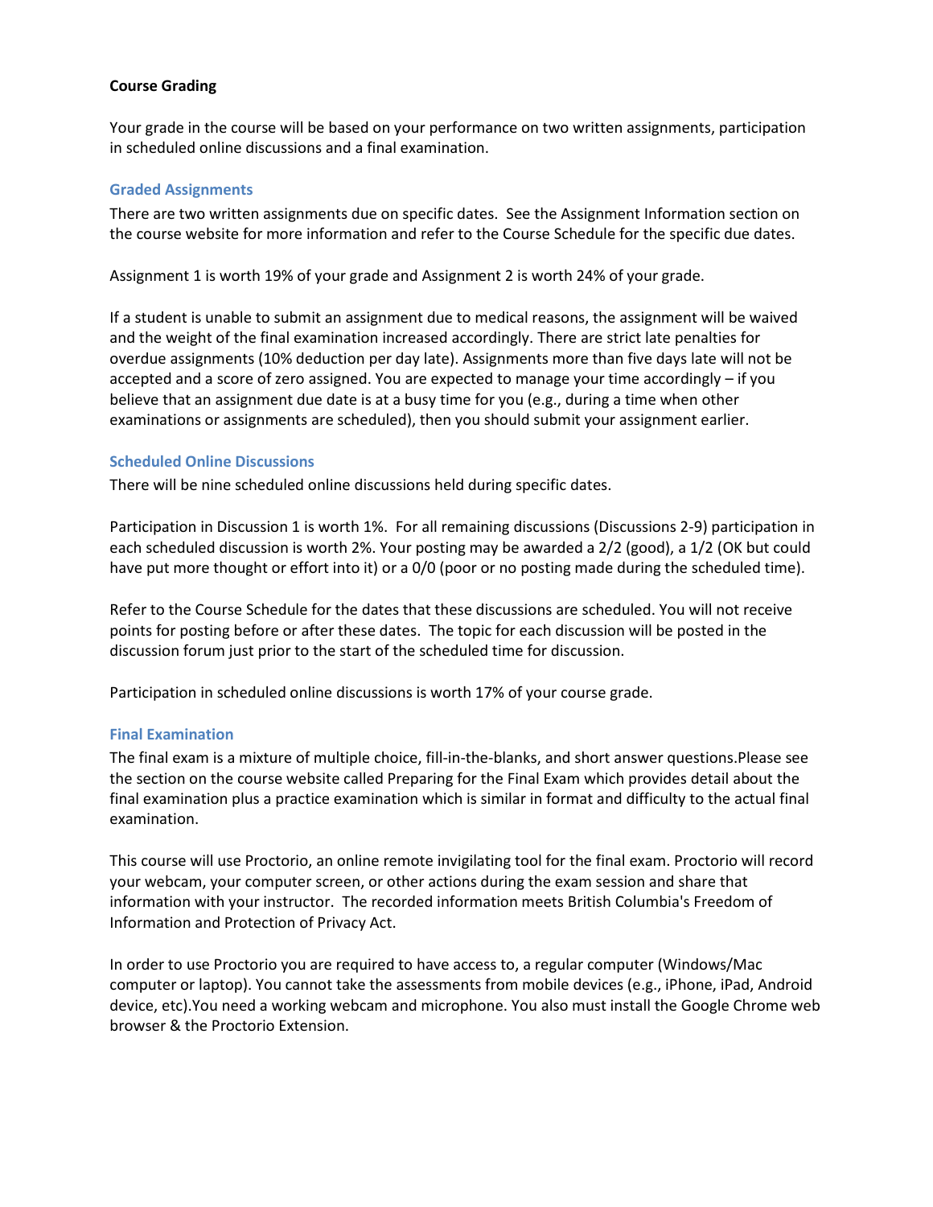**Course Grading**

Your grade in the course will be based on your performance on two written assignments, participation in scheduled online discussions and a final examination.

### Graded Assignments

There are two written assignments due on specific dates. See the Assignment Information section on the course website for more information and refer to the Course Schedule for the specific due dates.

Assignment 1 is worth 19% of your grade and Assignment 2 is worth 24% of your grade.

If a student is unable to submit an assignment due to medical reasons, the assignment will be waived and the weight of the final examination increased accordingly. There are strict late penalties for overdue assignments (10% deduction per day late). Assignments more than five days late will not be accepted and a score of zero assigned. You are expected to manage your time accordingly – if you believe that an assignment due date is at a busy time for you (e.g., during a time when other examinations or assignments are scheduled), then you should submit your assignment earlier.

### Scheduled Online Discussions

There will be nine scheduled online discussions held during specific dates.

Participation in Discussion 1 is worth 1%. For all remaining discussions (Discussions 2-9) participation in each scheduled discussion is worth 2%. Your posting may be awarded a 2/2 (good), a 1/2 (OK but could have put more thought or effort into it) or a 0/0 (poor or no posting made during the scheduled time).

Refer to the Course Schedule for the dates that these discussions are scheduled. You will not receive points for posting before or after these dates. The topic for each discussion will be posted in the discussion forum just prior to the start of the scheduled time for discussion.

Participation in scheduled online discussions is worth 17% of your course grade.

### Final Examination

The final exam is a mixture of multiple choice, fill-in-the-blanks, and short answer questions.Please see the section on the course website called Preparing for the Final Exam which provides detail about the final examination plus a practice examination which is similar in format and difficulty to the actual final examination.

This course will use Proctorio, an online remote invigilating tool for the final exam. Proctorio will record your webcam, your computer screen, or other actions during the exam session and share that information with your instructor. The recorded information meets British Columbia's Freedom of Information and Protection of Privacy Act.

In order to use Proctorio you are required to have access to, a regular computer (Windows/Mac computer or laptop). You cannot take the assessments from mobile devices (e.g., iPhone, iPad, Android device, etc).You need a working webcam and microphone. You also must install the Google Chrome web browser & the Proctorio Extension.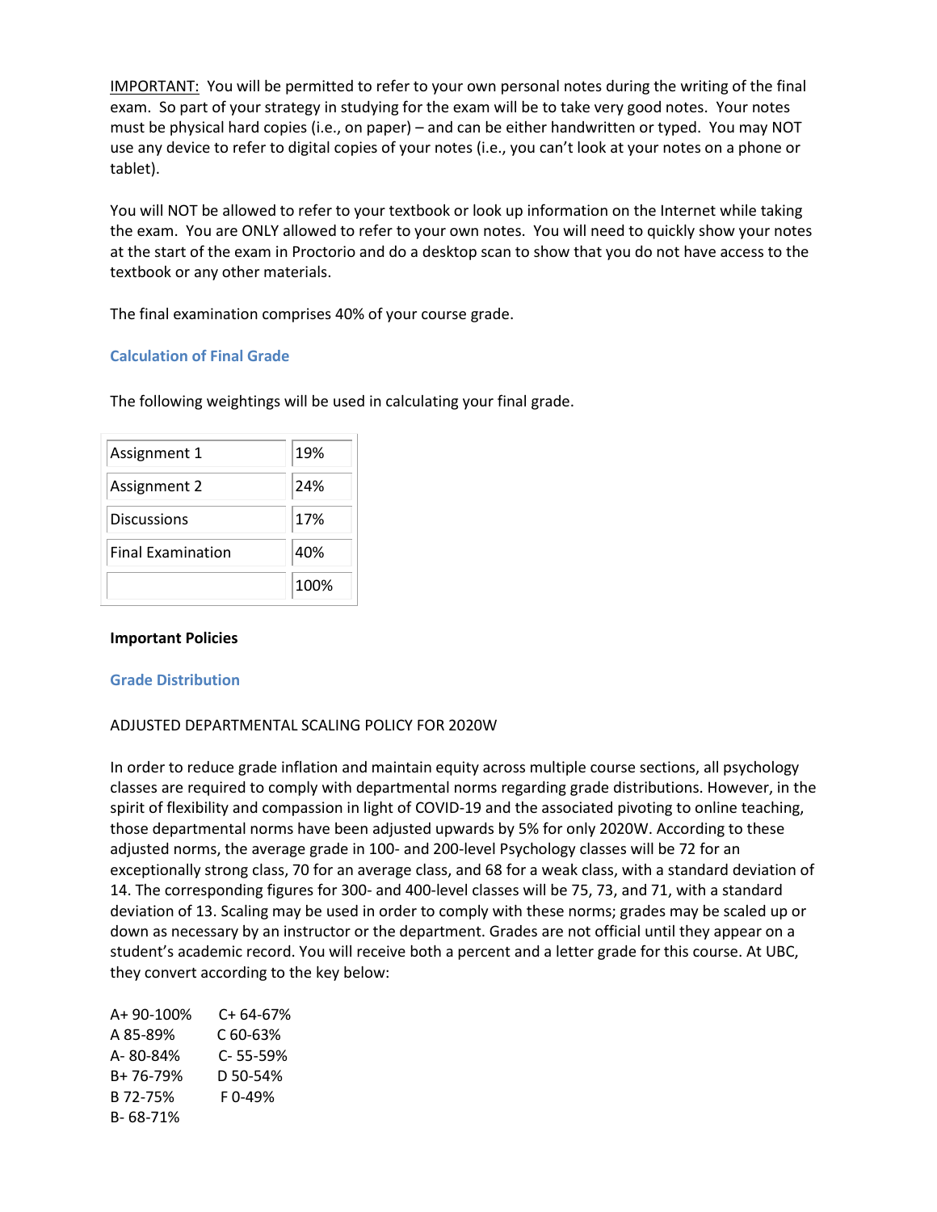IMPORTANT: You will be permitted to refer to your own personal notes during the writing of the final exam. So part of your strategy in studying for the exam will be to take very good notes. Your notes must be physical hard copies (i.e., on paper) – and can be either handwritten or typed. You may NOT use any device to refer to digital copies of your notes (i.e., you can't look at your notes on a phone or tablet).

You will NOT be allowed to refer to your textbook or look up information on the Internet while taking the exam. You are ONLY allowed to refer to your own notes. You will need to quickly show your notes at the start of the exam in Proctorio and do a desktop scan to show that you do not have access to the textbook or any other materials.

The final examination comprises 40% of your course grade.

### Calculation of Final Grade

The following weightings will be used in calculating your final grade.

| | |
|---|---|
| Assignment 1 | 19% |
| Assignment 2 | 24% |
| Discussions | 17% |
| Final Examination | 40% |
| | 100% |

**Important Policies**

### Grade Distribution

ADJUSTED DEPARTMENTAL SCALING POLICY FOR 2020W

In order to reduce grade inflation and maintain equity across multiple course sections, all psychology classes are required to comply with departmental norms regarding grade distributions. However, in the spirit of flexibility and compassion in light of COVID-19 and the associated pivoting to online teaching, those departmental norms have been adjusted upwards by 5% for only 2020W. According to these adjusted norms, the average grade in 100- and 200-level Psychology classes will be 72 for an exceptionally strong class, 70 for an average class, and 68 for a weak class, with a standard deviation of 14. The corresponding figures for 300- and 400-level classes will be 75, 73, and 71, with a standard deviation of 13. Scaling may be used in order to comply with these norms; grades may be scaled up or down as necessary by an instructor or the department. Grades are not official until they appear on a student's academic record. You will receive both a percent and a letter grade for this course. At UBC, they convert according to the key below:

A+ 90-100%
A 85-89%
A- 80-84%
B+ 76-79%
B 72-75%
B- 68-71%
C+ 64-67%
C 60-63%
C- 55-59%
D 50-54%
F 0-49%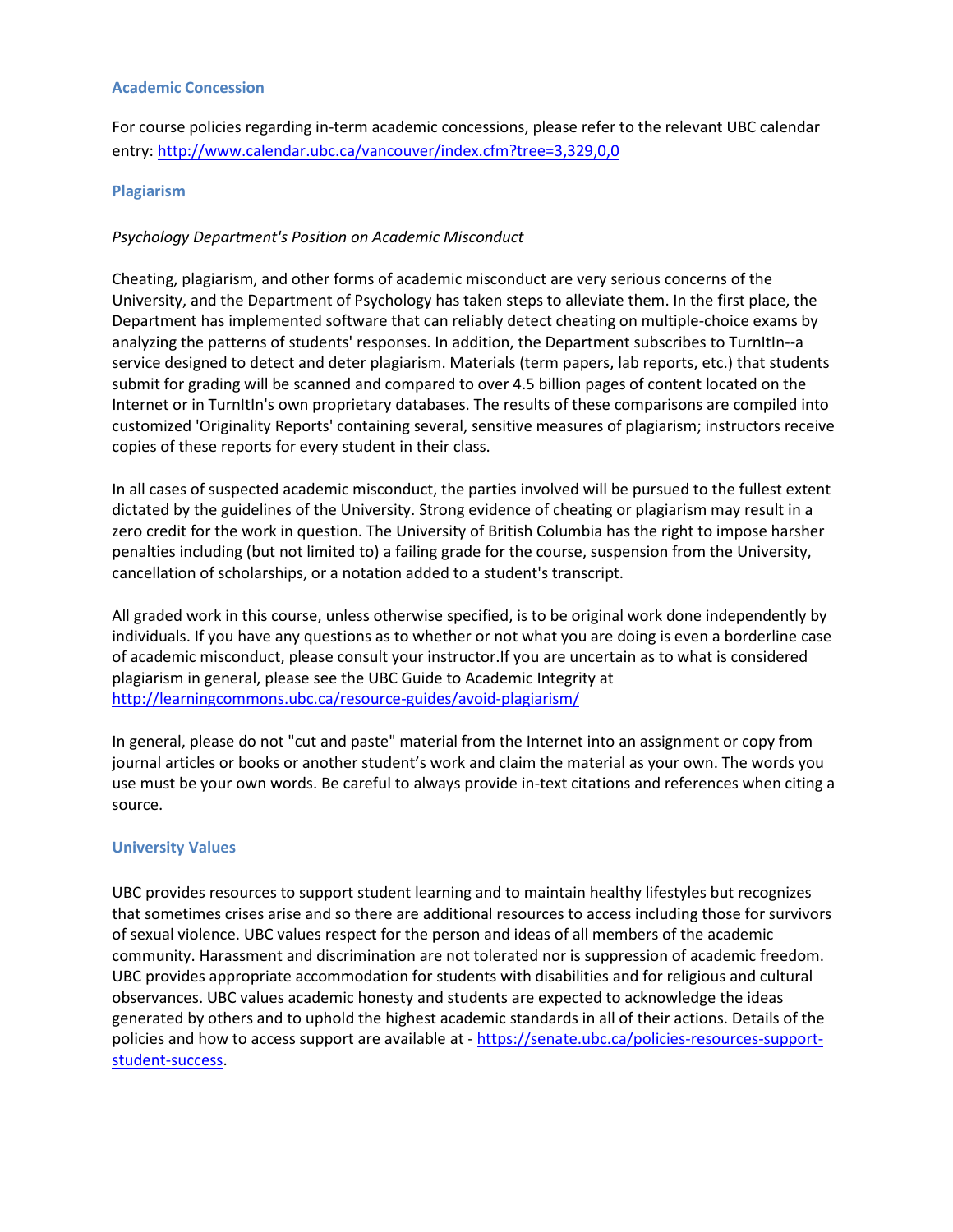### Academic Concession

For course policies regarding in-term academic concessions, please refer to the relevant UBC calendar entry: [http://www.calendar.ubc.ca/vancouver/index.cfm?tree=3,329,0,0](http://www.calendar.ubc.ca/vancouver/index.cfm?tree=3,329,0,0)

### Plagiarism

*Psychology Department's Position on Academic Misconduct*

Cheating, plagiarism, and other forms of academic misconduct are very serious concerns of the University, and the Department of Psychology has taken steps to alleviate them. In the first place, the Department has implemented software that can reliably detect cheating on multiple-choice exams by analyzing the patterns of students' responses. In addition, the Department subscribes to TurnItIn--a service designed to detect and deter plagiarism. Materials (term papers, lab reports, etc.) that students submit for grading will be scanned and compared to over 4.5 billion pages of content located on the Internet or in TurnItIn's own proprietary databases. The results of these comparisons are compiled into customized 'Originality Reports' containing several, sensitive measures of plagiarism; instructors receive copies of these reports for every student in their class.

In all cases of suspected academic misconduct, the parties involved will be pursued to the fullest extent dictated by the guidelines of the University. Strong evidence of cheating or plagiarism may result in a zero credit for the work in question. The University of British Columbia has the right to impose harsher penalties including (but not limited to) a failing grade for the course, suspension from the University, cancellation of scholarships, or a notation added to a student's transcript.

All graded work in this course, unless otherwise specified, is to be original work done independently by individuals. If you have any questions as to whether or not what you are doing is even a borderline case of academic misconduct, please consult your instructor.If you are uncertain as to what is considered plagiarism in general, please see the UBC Guide to Academic Integrity at [http://learningcommons.ubc.ca/resource-guides/avoid-plagiarism/](http://learningcommons.ubc.ca/resource-guides/avoid-plagiarism/)

In general, please do not "cut and paste" material from the Internet into an assignment or copy from journal articles or books or another student's work and claim the material as your own. The words you use must be your own words. Be careful to always provide in-text citations and references when citing a source.

### University Values

UBC provides resources to support student learning and to maintain healthy lifestyles but recognizes that sometimes crises arise and so there are additional resources to access including those for survivors of sexual violence. UBC values respect for the person and ideas of all members of the academic community. Harassment and discrimination are not tolerated nor is suppression of academic freedom. UBC provides appropriate accommodation for students with disabilities and for religious and cultural observances. UBC values academic honesty and students are expected to acknowledge the ideas generated by others and to uphold the highest academic standards in all of their actions. Details of the policies and how to access support are available at - [https://senate.ubc.ca/policies-resources-support-student-success](https://senate.ubc.ca/policies-resources-support-student-success).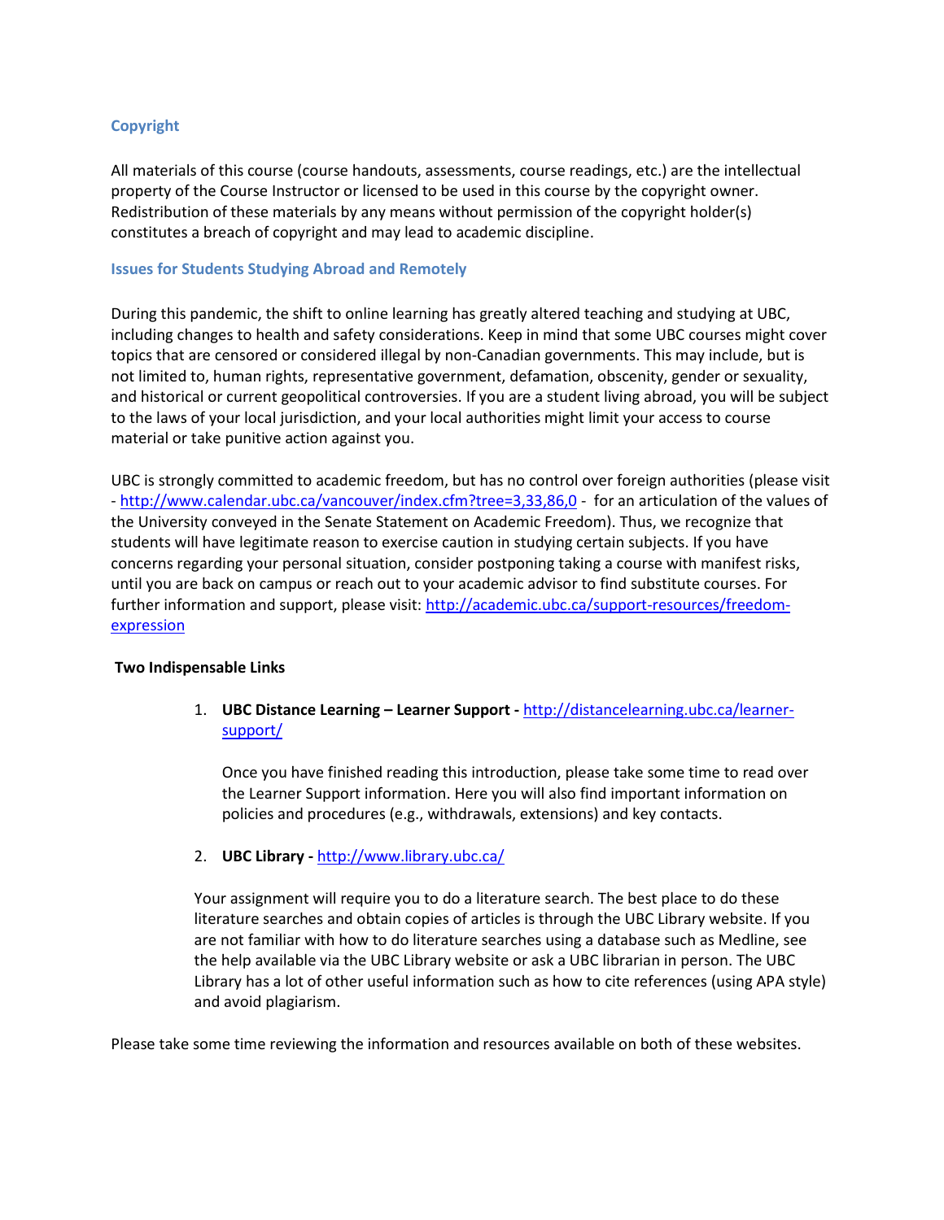## Copyright

All materials of this course (course handouts, assessments, course readings, etc.) are the intellectual property of the Course Instructor or licensed to be used in this course by the copyright owner. Redistribution of these materials by any means without permission of the copyright holder(s) constitutes a breach of copyright and may lead to academic discipline.

## Issues for Students Studying Abroad and Remotely

During this pandemic, the shift to online learning has greatly altered teaching and studying at UBC, including changes to health and safety considerations. Keep in mind that some UBC courses might cover topics that are censored or considered illegal by non-Canadian governments. This may include, but is not limited to, human rights, representative government, defamation, obscenity, gender or sexuality, and historical or current geopolitical controversies. If you are a student living abroad, you will be subject to the laws of your local jurisdiction, and your local authorities might limit your access to course material or take punitive action against you.

UBC is strongly committed to academic freedom, but has no control over foreign authorities (please visit - http://www.calendar.ubc.ca/vancouver/index.cfm?tree=3,33,86,0 - for an articulation of the values of the University conveyed in the Senate Statement on Academic Freedom). Thus, we recognize that students will have legitimate reason to exercise caution in studying certain subjects. If you have concerns regarding your personal situation, consider postponing taking a course with manifest risks, until you are back on campus or reach out to your academic advisor to find substitute courses. For further information and support, please visit: http://academic.ubc.ca/support-resources/freedom-expression

**Two Indispensable Links**

1. **UBC Distance Learning – Learner Support -** http://distancelearning.ubc.ca/learner-support/

   Once you have finished reading this introduction, please take some time to read over the Learner Support information. Here you will also find important information on policies and procedures (e.g., withdrawals, extensions) and key contacts.

2. **UBC Library -** http://www.library.ubc.ca/

   Your assignment will require you to do a literature search. The best place to do these literature searches and obtain copies of articles is through the UBC Library website. If you are not familiar with how to do literature searches using a database such as Medline, see the help available via the UBC Library website or ask a UBC librarian in person. The UBC Library has a lot of other useful information such as how to cite references (using APA style) and avoid plagiarism.

Please take some time reviewing the information and resources available on both of these websites.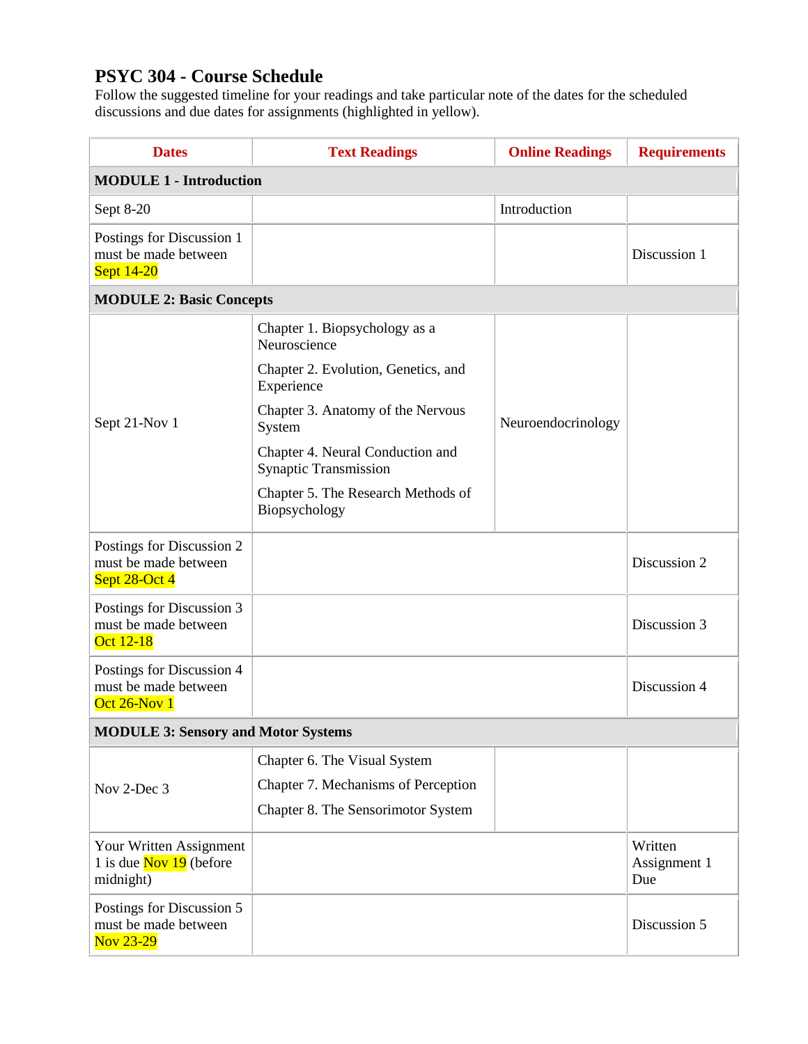## PSYC 304 - Course Schedule

Follow the suggested timeline for your readings and take particular note of the dates for the scheduled discussions and due dates for assignments (highlighted in yellow).

| Dates | Text Readings | Online Readings | Requirements |
|---|---|---|---|
| **MODULE 1 - Introduction** | | | |
| Sept 8-20 | | Introduction | |
| Postings for Discussion 1 must be made between Sept 14-20 | | | Discussion 1 |
| **MODULE 2: Basic Concepts** | | | |
| Sept 21-Nov 1 | Chapter 1. Biopsychology as a Neuroscience<br>Chapter 2. Evolution, Genetics, and Experience<br>Chapter 3. Anatomy of the Nervous System<br>Chapter 4. Neural Conduction and Synaptic Transmission<br>Chapter 5. The Research Methods of Biopsychology | Neuroendocrinology | |
| Postings for Discussion 2 must be made between Sept 28-Oct 4 | | | Discussion 2 |
| Postings for Discussion 3 must be made between Oct 12-18 | | | Discussion 3 |
| Postings for Discussion 4 must be made between Oct 26-Nov 1 | | | Discussion 4 |
| **MODULE 3: Sensory and Motor Systems** | | | |
| Nov 2-Dec 3 | Chapter 6. The Visual System<br>Chapter 7. Mechanisms of Perception<br>Chapter 8. The Sensorimotor System | | |
| Your Written Assignment 1 is due Nov 19 (before midnight) | | | Written Assignment 1 Due |
| Postings for Discussion 5 must be made between Nov 23-29 | | | Discussion 5 |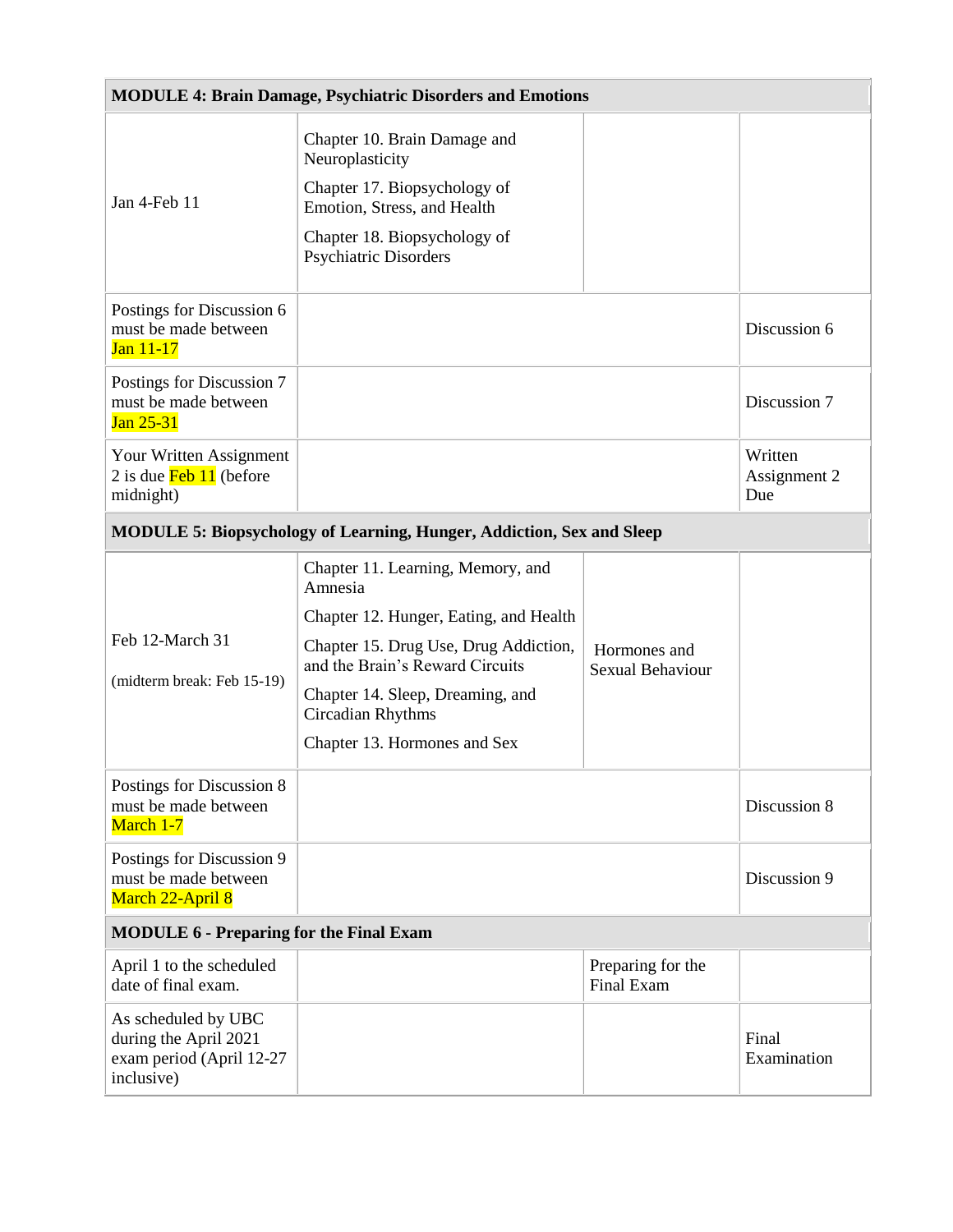| | | | |
|---|---|---|---|
| **MODULE 4: Brain Damage, Psychiatric Disorders and Emotions** | | | |
| Jan 4-Feb 11 | Chapter 10. Brain Damage and Neuroplasticity<br>Chapter 17. Biopsychology of Emotion, Stress, and Health<br>Chapter 18. Biopsychology of Psychiatric Disorders | | |
| Postings for Discussion 6 must be made between Jan 11-17 | | | Discussion 6 |
| Postings for Discussion 7 must be made between Jan 25-31 | | | Discussion 7 |
| Your Written Assignment 2 is due Feb 11 (before midnight) | | | Written Assignment 2 Due |
| **MODULE 5: Biopsychology of Learning, Hunger, Addiction, Sex and Sleep** | | | |
| Feb 12-March 31<br>(midterm break: Feb 15-19) | Chapter 11. Learning, Memory, and Amnesia<br>Chapter 12. Hunger, Eating, and Health<br>Chapter 15. Drug Use, Drug Addiction, and the Brain's Reward Circuits<br>Chapter 14. Sleep, Dreaming, and Circadian Rhythms<br>Chapter 13. Hormones and Sex | Hormones and Sexual Behaviour | |
| Postings for Discussion 8 must be made between March 1-7 | | | Discussion 8 |
| Postings for Discussion 9 must be made between March 22-April 8 | | | Discussion 9 |
| **MODULE 6 - Preparing for the Final Exam** | | | |
| April 1 to the scheduled date of final exam. | | Preparing for the Final Exam | |
| As scheduled by UBC during the April 2021 exam period (April 12-27 inclusive) | | | Final Examination |